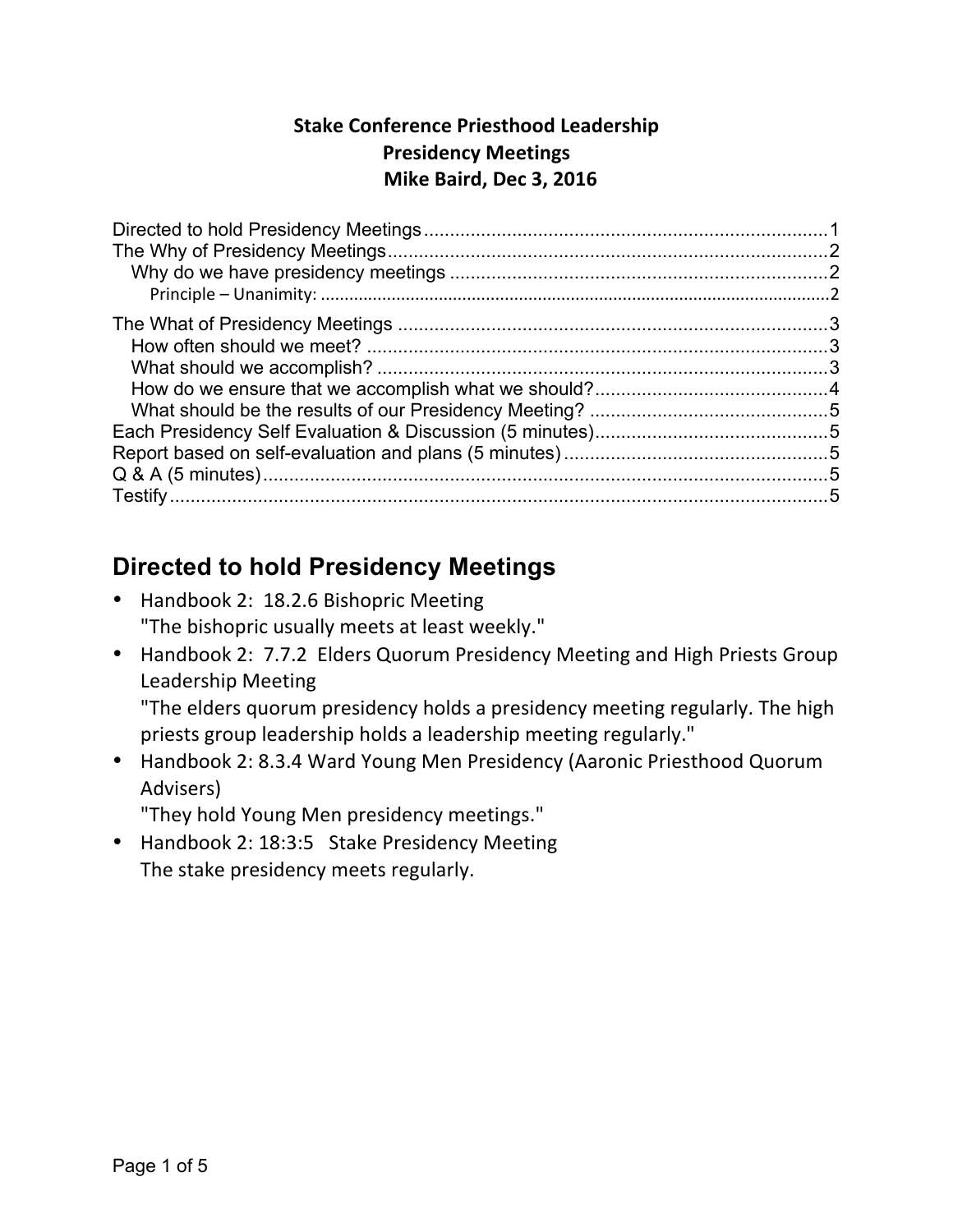**Stake Conference Priesthood Leadership**
**Presidency Meetings**
**Mike Baird, Dec 3, 2016**

Directed to hold Presidency Meetings ........................................................................... 1
The Why of Presidency Meetings ................................................................................... 2
  Why do we have presidency meetings ......................................................................... 2
    Principle – Unanimity: ........................................................................................... 2
The What of Presidency Meetings .................................................................................. 3
  How often should we meet? ........................................................................................ 3
  What should we accomplish? ...................................................................................... 3
  How do we ensure that we accomplish what we should? ............................................ 4
  What should be the results of our Presidency Meeting? ............................................. 5
Each Presidency Self Evaluation & Discussion (5 minutes) ............................................ 5
Report based on self-evaluation and plans (5 minutes) .................................................. 5
Q & A (5 minutes) ........................................................................................................... 5
Testify .............................................................................................................................. 5

# Directed to hold Presidency Meetings

- Handbook 2: 18.2.6 Bishopric Meeting
  "The bishopric usually meets at least weekly."
- Handbook 2: 7.7.2 Elders Quorum Presidency Meeting and High Priests Group Leadership Meeting
  "The elders quorum presidency holds a presidency meeting regularly. The high priests group leadership holds a leadership meeting regularly."
- Handbook 2: 8.3.4 Ward Young Men Presidency (Aaronic Priesthood Quorum Advisers)
  "They hold Young Men presidency meetings."
- Handbook 2: 18:3:5 Stake Presidency Meeting
  The stake presidency meets regularly.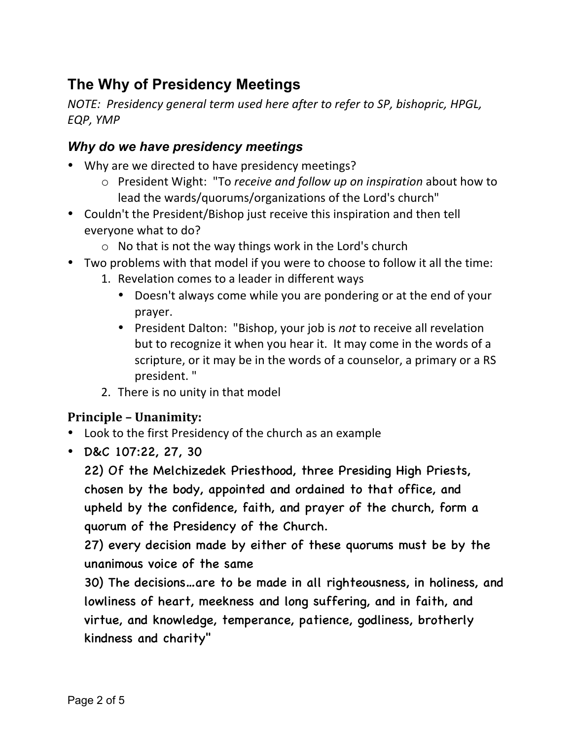## The Why of Presidency Meetings

*NOTE: Presidency general term used here after to refer to SP, bishopric, HPGL, EQP, YMP*

### *Why do we have presidency meetings*

- Why are we directed to have presidency meetings?
  - President Wight: "To *receive and follow up on inspiration* about how to lead the wards/quorums/organizations of the Lord's church"
- Couldn't the President/Bishop just receive this inspiration and then tell everyone what to do?
  - No that is not the way things work in the Lord's church
- Two problems with that model if you were to choose to follow it all the time:
  1. Revelation comes to a leader in different ways
     - Doesn't always come while you are pondering or at the end of your prayer.
     - President Dalton: "Bishop, your job is *not* to receive all revelation but to recognize it when you hear it. It may come in the words of a scripture, or it may be in the words of a counselor, a primary or a RS president. "
  2. There is no unity in that model

### **Principle – Unanimity:**

- Look to the first Presidency of the church as an example
- D&C 107:22, 27, 30

  22) Of the Melchizedek Priesthood, three Presiding High Priests, chosen by the body, appointed and ordained to that office, and upheld by the confidence, faith, and prayer of the church, form a quorum of the Presidency of the Church.

  27) every decision made by either of these quorums must be by the unanimous voice of the same

  30) The decisions…are to be made in all righteousness, in holiness, and lowliness of heart, meekness and long suffering, and in faith, and virtue, and knowledge, temperance, patience, godliness, brotherly kindness and charity"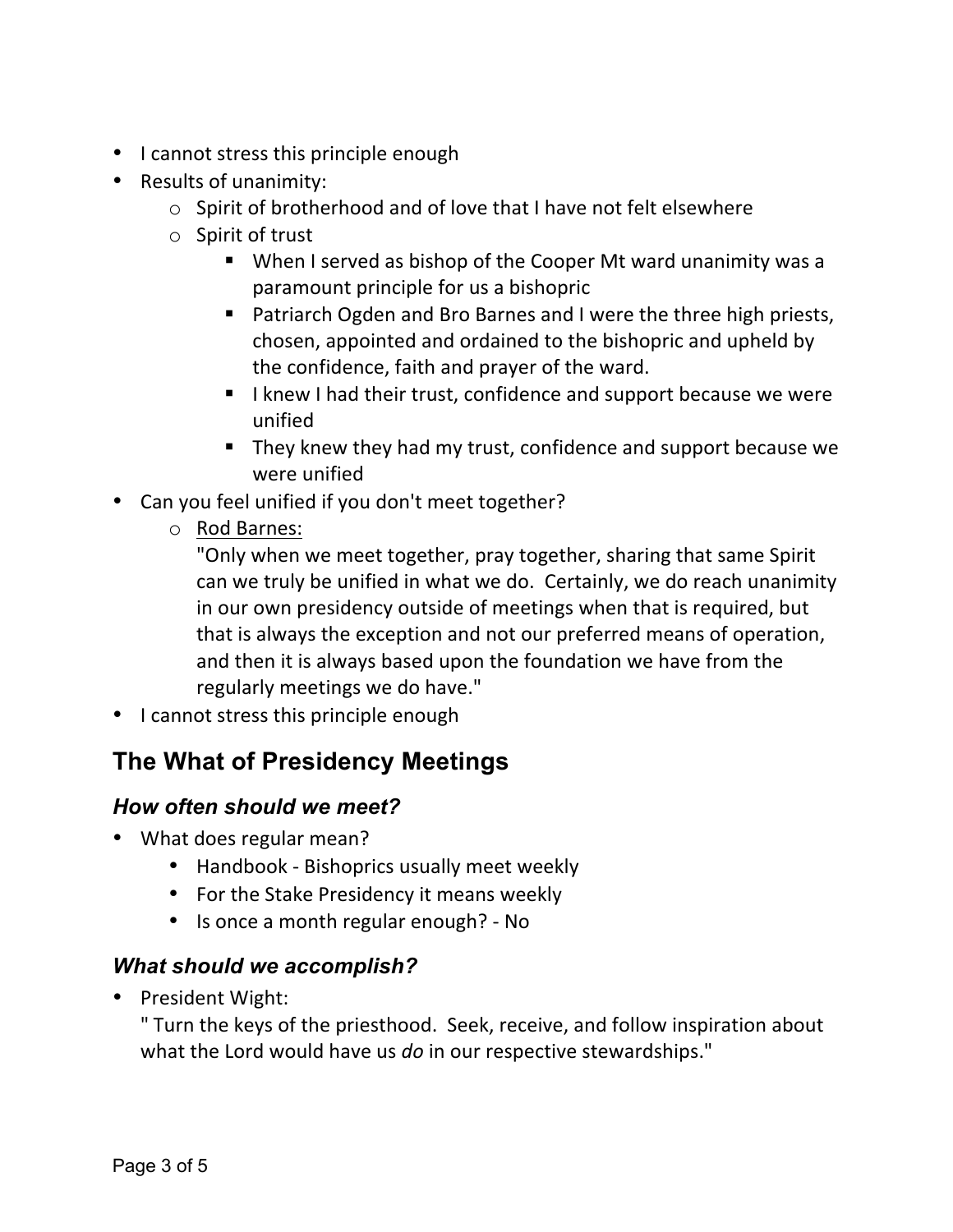- I cannot stress this principle enough
- Results of unanimity:
    - Spirit of brotherhood and of love that I have not felt elsewhere
    - Spirit of trust
        - When I served as bishop of the Cooper Mt ward unanimity was a paramount principle for us a bishopric
        - Patriarch Ogden and Bro Barnes and I were the three high priests, chosen, appointed and ordained to the bishopric and upheld by the confidence, faith and prayer of the ward.
        - I knew I had their trust, confidence and support because we were unified
        - They knew they had my trust, confidence and support because we were unified
- Can you feel unified if you don't meet together?
    - <u>Rod Barnes:</u>
      "Only when we meet together, pray together, sharing that same Spirit can we truly be unified in what we do. Certainly, we do reach unanimity in our own presidency outside of meetings when that is required, but that is always the exception and not our preferred means of operation, and then it is always based upon the foundation we have from the regularly meetings we do have."
- I cannot stress this principle enough

## The What of Presidency Meetings

### *How often should we meet?*

- What does regular mean?
    - Handbook - Bishoprics usually meet weekly
    - For the Stake Presidency it means weekly
    - Is once a month regular enough? - No

### *What should we accomplish?*

- President Wight:
  " Turn the keys of the priesthood. Seek, receive, and follow inspiration about what the Lord would have us *do* in our respective stewardships."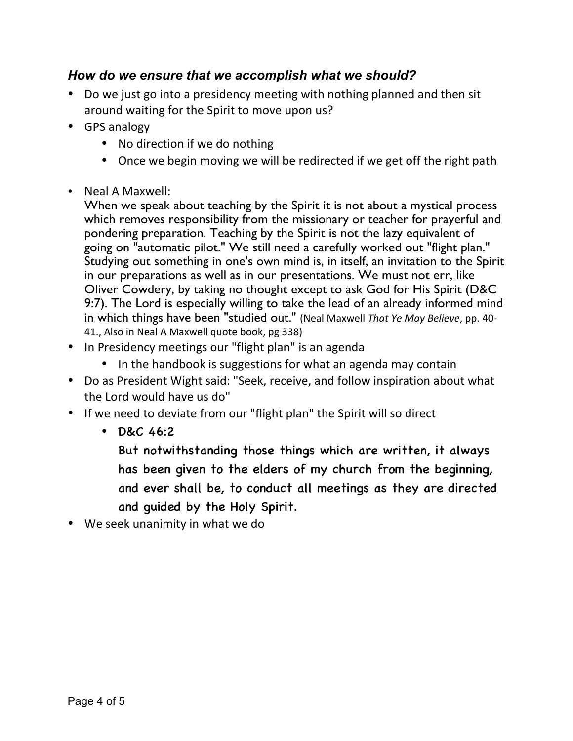### *How do we ensure that we accomplish what we should?*

- Do we just go into a presidency meeting with nothing planned and then sit around waiting for the Spirit to move upon us?
- GPS analogy
    - No direction if we do nothing
    - Once we begin moving we will be redirected if we get off the right path
- Neal A Maxwell:
  When we speak about teaching by the Spirit it is not about a mystical process which removes responsibility from the missionary or teacher for prayerful and pondering preparation. Teaching by the Spirit is not the lazy equivalent of going on "automatic pilot." We still need a carefully worked out "flight plan." Studying out something in one's own mind is, in itself, an invitation to the Spirit in our preparations as well as in our presentations. We must not err, like Oliver Cowdery, by taking no thought except to ask God for His Spirit (D&C 9:7). The Lord is especially willing to take the lead of an already informed mind in which things have been "studied out." (Neal Maxwell *That Ye May Believe*, pp. 40-41., Also in Neal A Maxwell quote book, pg 338)
- In Presidency meetings our "flight plan" is an agenda
    - In the handbook is suggestions for what an agenda may contain
- Do as President Wight said: "Seek, receive, and follow inspiration about what the Lord would have us do"
- If we need to deviate from our "flight plan" the Spirit will so direct
    - D&C 46:2
      But notwithstanding those things which are written, it always has been given to the elders of my church from the beginning, and ever shall be, to conduct all meetings as they are directed and guided by the Holy Spirit.
- We seek unanimity in what we do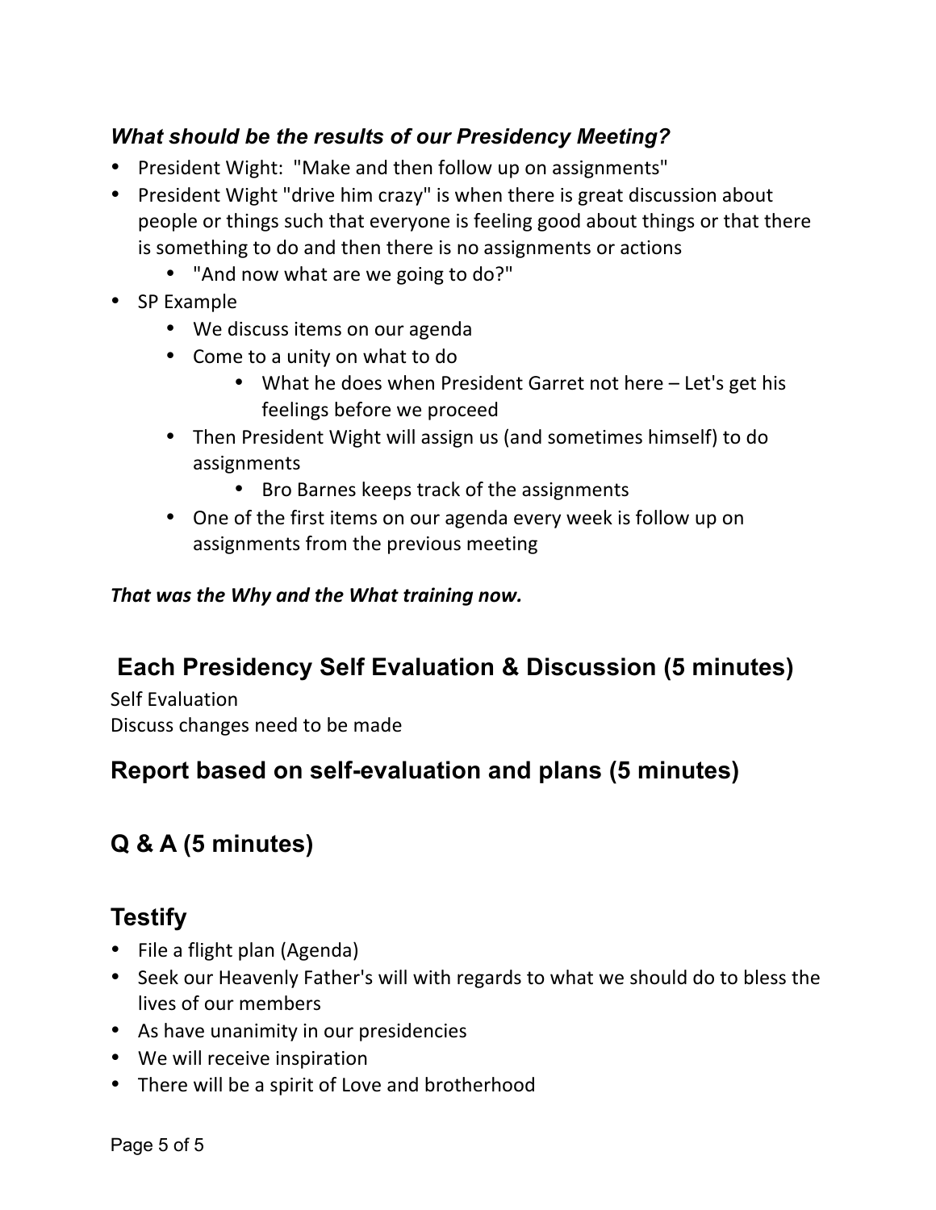***What should be the results of our Presidency Meeting?***

- President Wight: "Make and then follow up on assignments"
- President Wight "drive him crazy" is when there is great discussion about people or things such that everyone is feeling good about things or that there is something to do and then there is no assignments or actions
  - "And now what are we going to do?"
- SP Example
  - We discuss items on our agenda
  - Come to a unity on what to do
    - What he does when President Garret not here – Let's get his feelings before we proceed
  - Then President Wight will assign us (and sometimes himself) to do assignments
    - Bro Barnes keeps track of the assignments
  - One of the first items on our agenda every week is follow up on assignments from the previous meeting

***That was the Why and the What training now.***

## Each Presidency Self Evaluation & Discussion (5 minutes)

Self Evaluation
Discuss changes need to be made

## Report based on self-evaluation and plans (5 minutes)

## Q & A (5 minutes)

## Testify

- File a flight plan (Agenda)
- Seek our Heavenly Father's will with regards to what we should do to bless the lives of our members
- As have unanimity in our presidencies
- We will receive inspiration
- There will be a spirit of Love and brotherhood